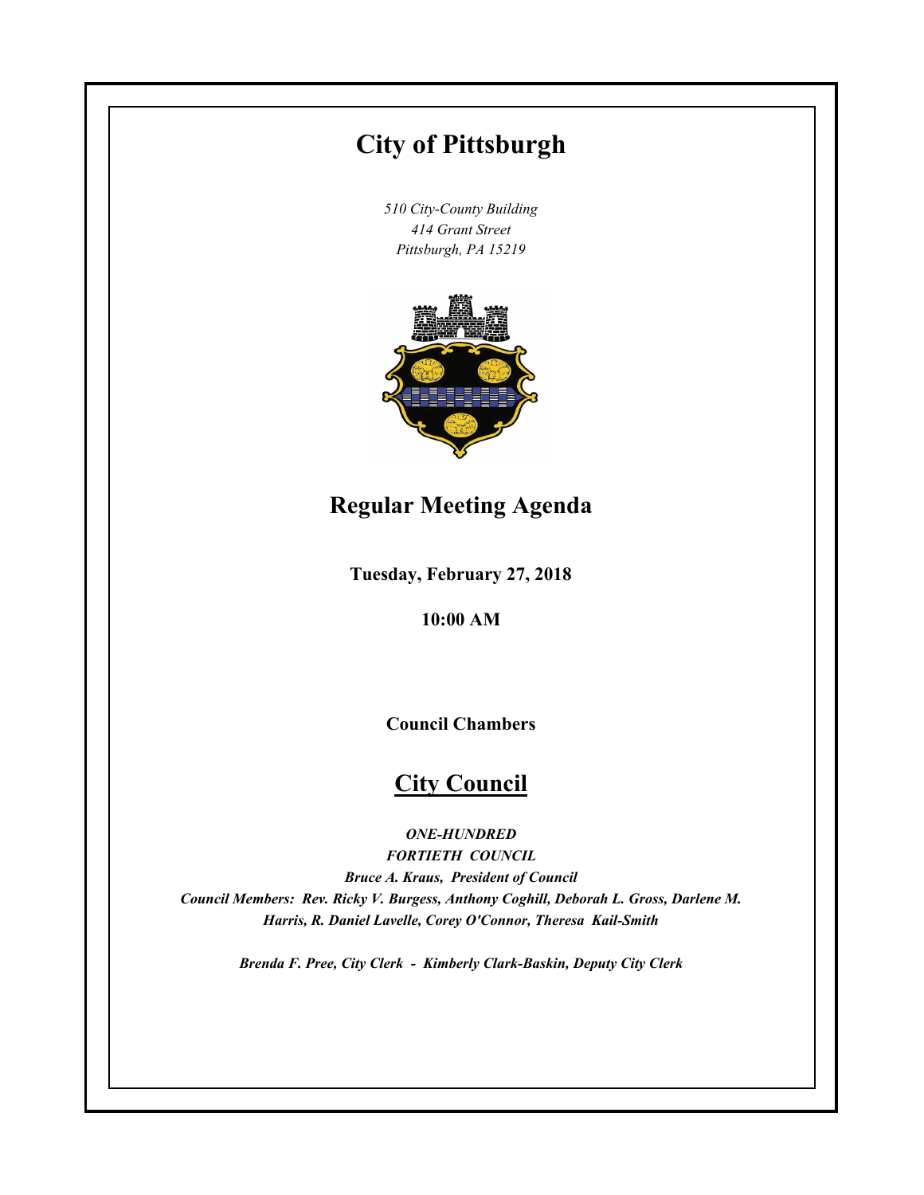# City of Pittsburgh

*510 City-County Building*
*414 Grant Street*
*Pittsburgh, PA 15219*

## Regular Meeting Agenda

**Tuesday, February 27, 2018**

**10:00 AM**

**Council Chambers**

## City Council

***ONE-HUNDRED***
***FORTIETH COUNCIL***
***Bruce A. Kraus, President of Council***
***Council Members: Rev. Ricky V. Burgess, Anthony Coghill, Deborah L. Gross, Darlene M. Harris, R. Daniel Lavelle, Corey O'Connor, Theresa Kail-Smith***

***Brenda F. Pree, City Clerk - Kimberly Clark-Baskin, Deputy City Clerk***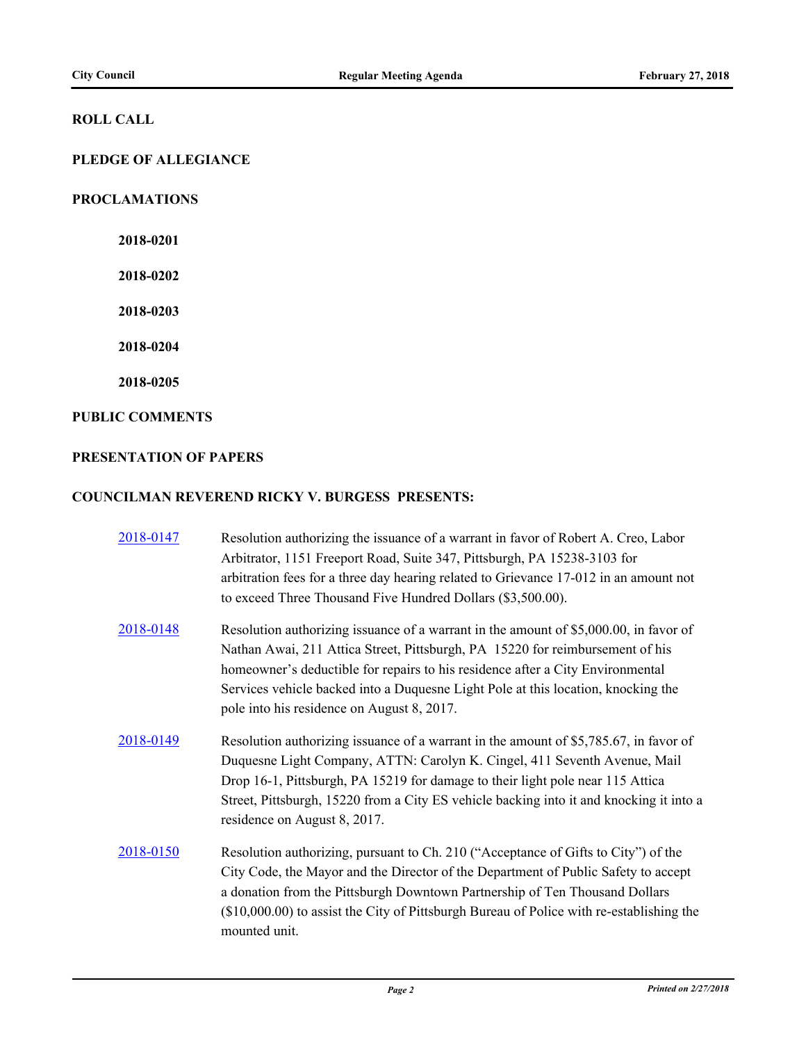## ROLL CALL

## PLEDGE OF ALLEGIANCE

## PROCLAMATIONS

**2018-0201**

**2018-0202**

**2018-0203**

**2018-0204**

**2018-0205**

## PUBLIC COMMENTS

## PRESENTATION OF PAPERS

## COUNCILMAN REVEREND RICKY V. BURGESS PRESENTS:

[2018-0147] Resolution authorizing the issuance of a warrant in favor of Robert A. Creo, Labor Arbitrator, 1151 Freeport Road, Suite 347, Pittsburgh, PA 15238-3103 for arbitration fees for a three day hearing related to Grievance 17-012 in an amount not to exceed Three Thousand Five Hundred Dollars ($3,500.00).

[2018-0148] Resolution authorizing issuance of a warrant in the amount of $5,000.00, in favor of Nathan Awai, 211 Attica Street, Pittsburgh, PA 15220 for reimbursement of his homeowner's deductible for repairs to his residence after a City Environmental Services vehicle backed into a Duquesne Light Pole at this location, knocking the pole into his residence on August 8, 2017.

[2018-0149] Resolution authorizing issuance of a warrant in the amount of $5,785.67, in favor of Duquesne Light Company, ATTN: Carolyn K. Cingel, 411 Seventh Avenue, Mail Drop 16-1, Pittsburgh, PA 15219 for damage to their light pole near 115 Attica Street, Pittsburgh, 15220 from a City ES vehicle backing into it and knocking it into a residence on August 8, 2017.

[2018-0150] Resolution authorizing, pursuant to Ch. 210 ("Acceptance of Gifts to City") of the City Code, the Mayor and the Director of the Department of Public Safety to accept a donation from the Pittsburgh Downtown Partnership of Ten Thousand Dollars ($10,000.00) to assist the City of Pittsburgh Bureau of Police with re-establishing the mounted unit.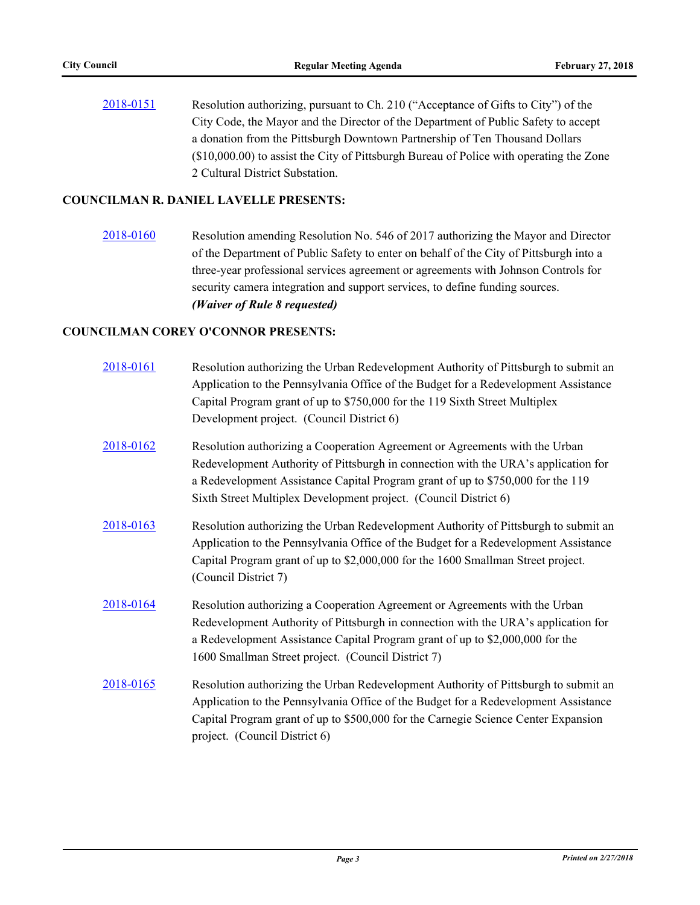[2018-0151] Resolution authorizing, pursuant to Ch. 210 ("Acceptance of Gifts to City") of the City Code, the Mayor and the Director of the Department of Public Safety to accept a donation from the Pittsburgh Downtown Partnership of Ten Thousand Dollars ($10,000.00) to assist the City of Pittsburgh Bureau of Police with operating the Zone 2 Cultural District Substation.

**COUNCILMAN R. DANIEL LAVELLE PRESENTS:**

[2018-0160] Resolution amending Resolution No. 546 of 2017 authorizing the Mayor and Director of the Department of Public Safety to enter on behalf of the City of Pittsburgh into a three-year professional services agreement or agreements with Johnson Controls for security camera integration and support services, to define funding sources.
***(Waiver of Rule 8 requested)***

**COUNCILMAN COREY O'CONNOR PRESENTS:**

[2018-0161] Resolution authorizing the Urban Redevelopment Authority of Pittsburgh to submit an Application to the Pennsylvania Office of the Budget for a Redevelopment Assistance Capital Program grant of up to $750,000 for the 119 Sixth Street Multiplex Development project. (Council District 6)

[2018-0162] Resolution authorizing a Cooperation Agreement or Agreements with the Urban Redevelopment Authority of Pittsburgh in connection with the URA's application for a Redevelopment Assistance Capital Program grant of up to $750,000 for the 119 Sixth Street Multiplex Development project. (Council District 6)

[2018-0163] Resolution authorizing the Urban Redevelopment Authority of Pittsburgh to submit an Application to the Pennsylvania Office of the Budget for a Redevelopment Assistance Capital Program grant of up to $2,000,000 for the 1600 Smallman Street project. (Council District 7)

[2018-0164] Resolution authorizing a Cooperation Agreement or Agreements with the Urban Redevelopment Authority of Pittsburgh in connection with the URA's application for a Redevelopment Assistance Capital Program grant of up to $2,000,000 for the 1600 Smallman Street project. (Council District 7)

[2018-0165] Resolution authorizing the Urban Redevelopment Authority of Pittsburgh to submit an Application to the Pennsylvania Office of the Budget for a Redevelopment Assistance Capital Program grant of up to $500,000 for the Carnegie Science Center Expansion project. (Council District 6)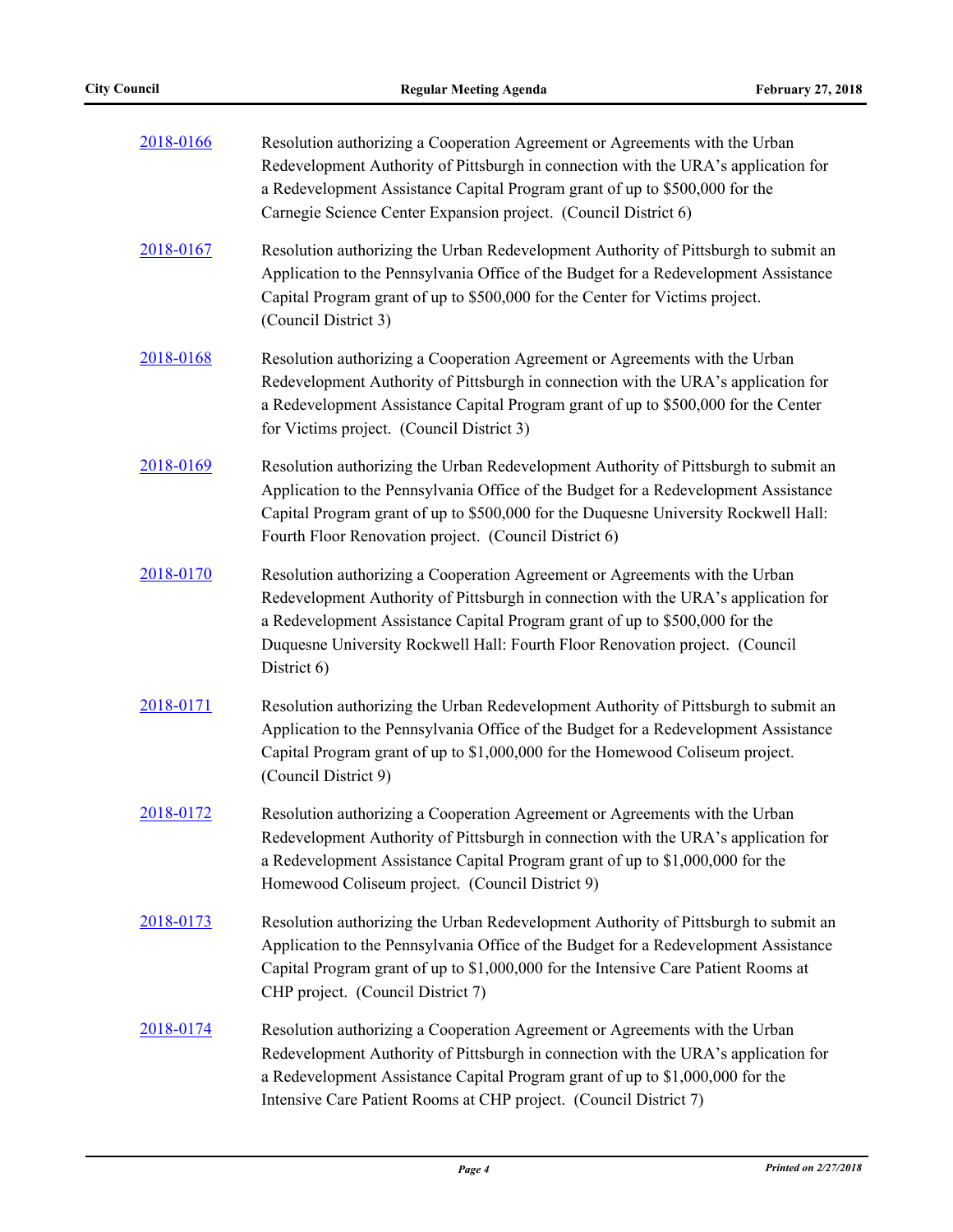[2018-0166](#) Resolution authorizing a Cooperation Agreement or Agreements with the Urban Redevelopment Authority of Pittsburgh in connection with the URA's application for a Redevelopment Assistance Capital Program grant of up to $500,000 for the Carnegie Science Center Expansion project. (Council District 6)

[2018-0167](#) Resolution authorizing the Urban Redevelopment Authority of Pittsburgh to submit an Application to the Pennsylvania Office of the Budget for a Redevelopment Assistance Capital Program grant of up to $500,000 for the Center for Victims project. (Council District 3)

[2018-0168](#) Resolution authorizing a Cooperation Agreement or Agreements with the Urban Redevelopment Authority of Pittsburgh in connection with the URA's application for a Redevelopment Assistance Capital Program grant of up to $500,000 for the Center for Victims project. (Council District 3)

[2018-0169](#) Resolution authorizing the Urban Redevelopment Authority of Pittsburgh to submit an Application to the Pennsylvania Office of the Budget for a Redevelopment Assistance Capital Program grant of up to $500,000 for the Duquesne University Rockwell Hall: Fourth Floor Renovation project. (Council District 6)

[2018-0170](#) Resolution authorizing a Cooperation Agreement or Agreements with the Urban Redevelopment Authority of Pittsburgh in connection with the URA's application for a Redevelopment Assistance Capital Program grant of up to $500,000 for the Duquesne University Rockwell Hall: Fourth Floor Renovation project. (Council District 6)

[2018-0171](#) Resolution authorizing the Urban Redevelopment Authority of Pittsburgh to submit an Application to the Pennsylvania Office of the Budget for a Redevelopment Assistance Capital Program grant of up to $1,000,000 for the Homewood Coliseum project. (Council District 9)

[2018-0172](#) Resolution authorizing a Cooperation Agreement or Agreements with the Urban Redevelopment Authority of Pittsburgh in connection with the URA's application for a Redevelopment Assistance Capital Program grant of up to $1,000,000 for the Homewood Coliseum project. (Council District 9)

[2018-0173](#) Resolution authorizing the Urban Redevelopment Authority of Pittsburgh to submit an Application to the Pennsylvania Office of the Budget for a Redevelopment Assistance Capital Program grant of up to $1,000,000 for the Intensive Care Patient Rooms at CHP project. (Council District 7)

[2018-0174](#) Resolution authorizing a Cooperation Agreement or Agreements with the Urban Redevelopment Authority of Pittsburgh in connection with the URA's application for a Redevelopment Assistance Capital Program grant of up to $1,000,000 for the Intensive Care Patient Rooms at CHP project. (Council District 7)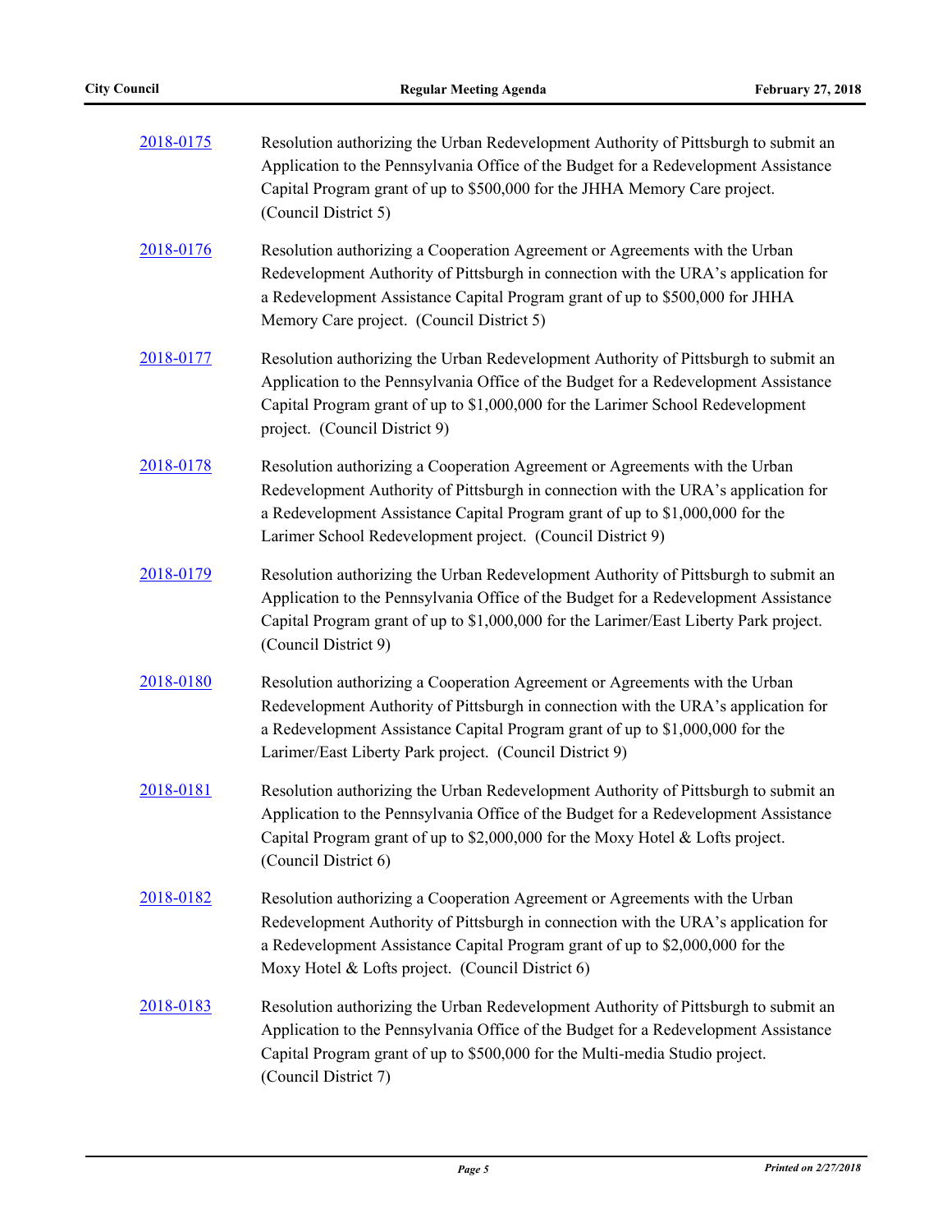[2018-0175](#) Resolution authorizing the Urban Redevelopment Authority of Pittsburgh to submit an Application to the Pennsylvania Office of the Budget for a Redevelopment Assistance Capital Program grant of up to $500,000 for the JHHA Memory Care project. (Council District 5)

[2018-0176](#) Resolution authorizing a Cooperation Agreement or Agreements with the Urban Redevelopment Authority of Pittsburgh in connection with the URA's application for a Redevelopment Assistance Capital Program grant of up to $500,000 for JHHA Memory Care project. (Council District 5)

[2018-0177](#) Resolution authorizing the Urban Redevelopment Authority of Pittsburgh to submit an Application to the Pennsylvania Office of the Budget for a Redevelopment Assistance Capital Program grant of up to $1,000,000 for the Larimer School Redevelopment project. (Council District 9)

[2018-0178](#) Resolution authorizing a Cooperation Agreement or Agreements with the Urban Redevelopment Authority of Pittsburgh in connection with the URA's application for a Redevelopment Assistance Capital Program grant of up to $1,000,000 for the Larimer School Redevelopment project. (Council District 9)

[2018-0179](#) Resolution authorizing the Urban Redevelopment Authority of Pittsburgh to submit an Application to the Pennsylvania Office of the Budget for a Redevelopment Assistance Capital Program grant of up to $1,000,000 for the Larimer/East Liberty Park project. (Council District 9)

[2018-0180](#) Resolution authorizing a Cooperation Agreement or Agreements with the Urban Redevelopment Authority of Pittsburgh in connection with the URA's application for a Redevelopment Assistance Capital Program grant of up to $1,000,000 for the Larimer/East Liberty Park project. (Council District 9)

[2018-0181](#) Resolution authorizing the Urban Redevelopment Authority of Pittsburgh to submit an Application to the Pennsylvania Office of the Budget for a Redevelopment Assistance Capital Program grant of up to $2,000,000 for the Moxy Hotel & Lofts project. (Council District 6)

[2018-0182](#) Resolution authorizing a Cooperation Agreement or Agreements with the Urban Redevelopment Authority of Pittsburgh in connection with the URA's application for a Redevelopment Assistance Capital Program grant of up to $2,000,000 for the Moxy Hotel & Lofts project. (Council District 6)

[2018-0183](#) Resolution authorizing the Urban Redevelopment Authority of Pittsburgh to submit an Application to the Pennsylvania Office of the Budget for a Redevelopment Assistance Capital Program grant of up to $500,000 for the Multi-media Studio project. (Council District 7)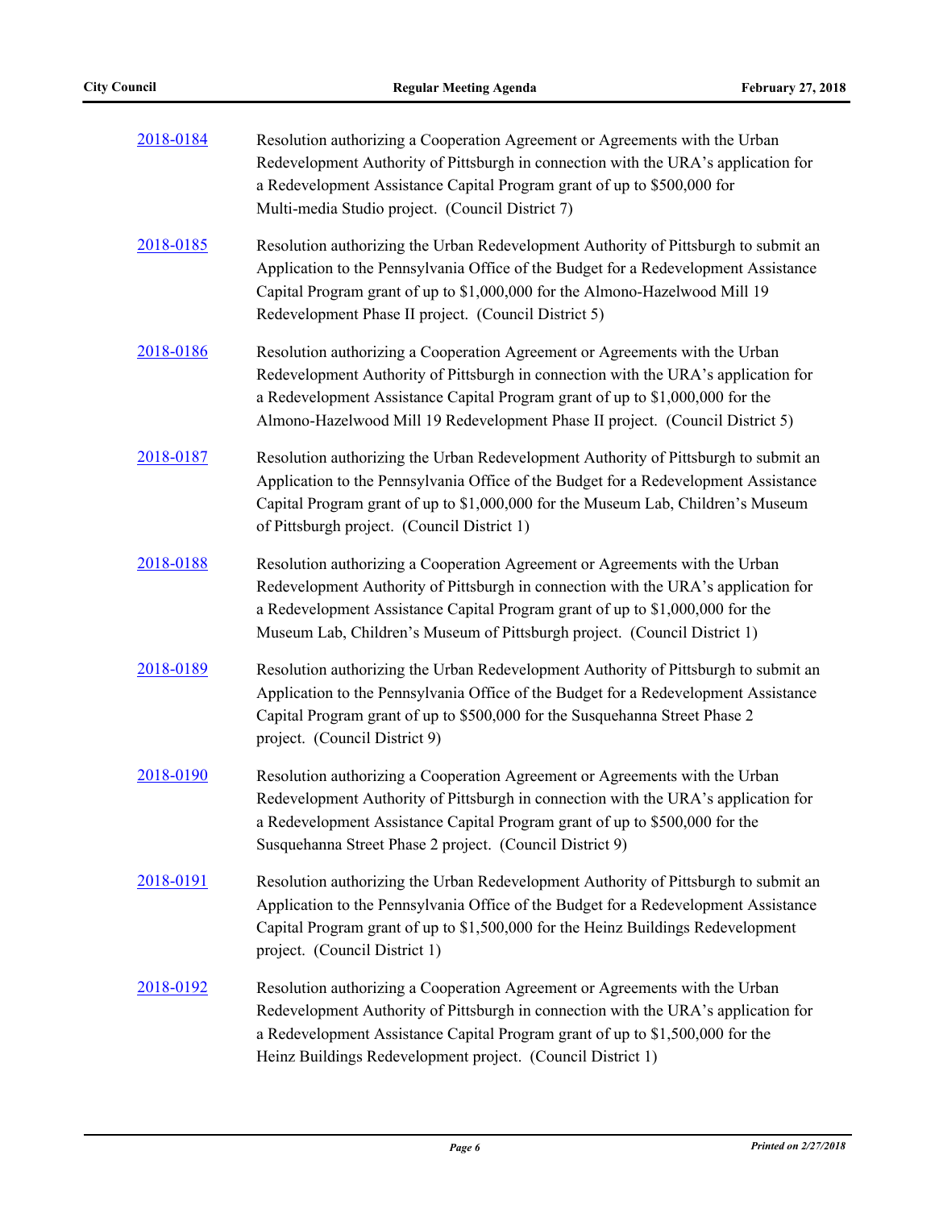2018-0184 Resolution authorizing a Cooperation Agreement or Agreements with the Urban Redevelopment Authority of Pittsburgh in connection with the URA's application for a Redevelopment Assistance Capital Program grant of up to $500,000 for Multi-media Studio project. (Council District 7)

2018-0185 Resolution authorizing the Urban Redevelopment Authority of Pittsburgh to submit an Application to the Pennsylvania Office of the Budget for a Redevelopment Assistance Capital Program grant of up to $1,000,000 for the Almono-Hazelwood Mill 19 Redevelopment Phase II project. (Council District 5)

2018-0186 Resolution authorizing a Cooperation Agreement or Agreements with the Urban Redevelopment Authority of Pittsburgh in connection with the URA's application for a Redevelopment Assistance Capital Program grant of up to $1,000,000 for the Almono-Hazelwood Mill 19 Redevelopment Phase II project. (Council District 5)

2018-0187 Resolution authorizing the Urban Redevelopment Authority of Pittsburgh to submit an Application to the Pennsylvania Office of the Budget for a Redevelopment Assistance Capital Program grant of up to $1,000,000 for the Museum Lab, Children's Museum of Pittsburgh project. (Council District 1)

2018-0188 Resolution authorizing a Cooperation Agreement or Agreements with the Urban Redevelopment Authority of Pittsburgh in connection with the URA's application for a Redevelopment Assistance Capital Program grant of up to $1,000,000 for the Museum Lab, Children's Museum of Pittsburgh project. (Council District 1)

2018-0189 Resolution authorizing the Urban Redevelopment Authority of Pittsburgh to submit an Application to the Pennsylvania Office of the Budget for a Redevelopment Assistance Capital Program grant of up to $500,000 for the Susquehanna Street Phase 2 project. (Council District 9)

2018-0190 Resolution authorizing a Cooperation Agreement or Agreements with the Urban Redevelopment Authority of Pittsburgh in connection with the URA's application for a Redevelopment Assistance Capital Program grant of up to $500,000 for the Susquehanna Street Phase 2 project. (Council District 9)

2018-0191 Resolution authorizing the Urban Redevelopment Authority of Pittsburgh to submit an Application to the Pennsylvania Office of the Budget for a Redevelopment Assistance Capital Program grant of up to $1,500,000 for the Heinz Buildings Redevelopment project. (Council District 1)

2018-0192 Resolution authorizing a Cooperation Agreement or Agreements with the Urban Redevelopment Authority of Pittsburgh in connection with the URA's application for a Redevelopment Assistance Capital Program grant of up to $1,500,000 for the Heinz Buildings Redevelopment project. (Council District 1)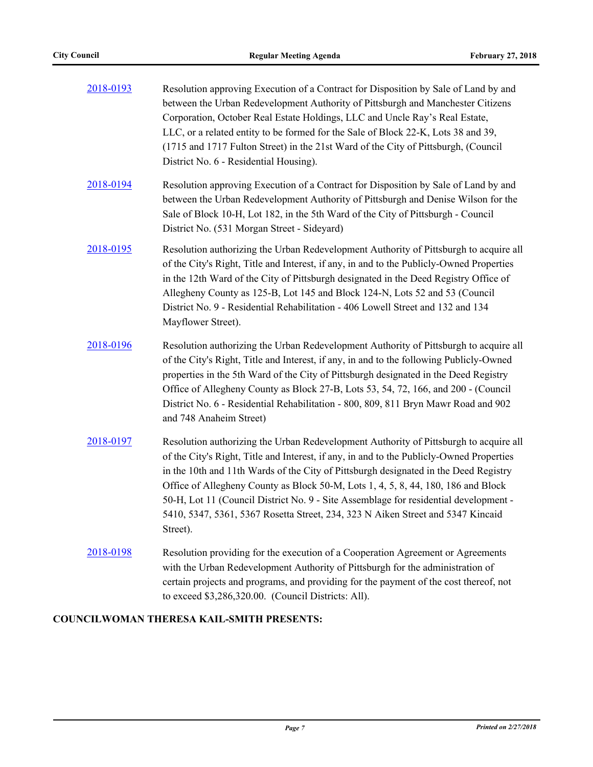2018-0193 Resolution approving Execution of a Contract for Disposition by Sale of Land by and between the Urban Redevelopment Authority of Pittsburgh and Manchester Citizens Corporation, October Real Estate Holdings, LLC and Uncle Ray's Real Estate, LLC, or a related entity to be formed for the Sale of Block 22-K, Lots 38 and 39, (1715 and 1717 Fulton Street) in the 21st Ward of the City of Pittsburgh, (Council District No. 6 - Residential Housing).

2018-0194 Resolution approving Execution of a Contract for Disposition by Sale of Land by and between the Urban Redevelopment Authority of Pittsburgh and Denise Wilson for the Sale of Block 10-H, Lot 182, in the 5th Ward of the City of Pittsburgh - Council District No. (531 Morgan Street - Sideyard)

2018-0195 Resolution authorizing the Urban Redevelopment Authority of Pittsburgh to acquire all of the City's Right, Title and Interest, if any, in and to the Publicly-Owned Properties in the 12th Ward of the City of Pittsburgh designated in the Deed Registry Office of Allegheny County as 125-B, Lot 145 and Block 124-N, Lots 52 and 53 (Council District No. 9 - Residential Rehabilitation - 406 Lowell Street and 132 and 134 Mayflower Street).

2018-0196 Resolution authorizing the Urban Redevelopment Authority of Pittsburgh to acquire all of the City's Right, Title and Interest, if any, in and to the following Publicly-Owned properties in the 5th Ward of the City of Pittsburgh designated in the Deed Registry Office of Allegheny County as Block 27-B, Lots 53, 54, 72, 166, and 200 - (Council District No. 6 - Residential Rehabilitation - 800, 809, 811 Bryn Mawr Road and 902 and 748 Anaheim Street)

2018-0197 Resolution authorizing the Urban Redevelopment Authority of Pittsburgh to acquire all of the City's Right, Title and Interest, if any, in and to the Publicly-Owned Properties in the 10th and 11th Wards of the City of Pittsburgh designated in the Deed Registry Office of Allegheny County as Block 50-M, Lots 1, 4, 5, 8, 44, 180, 186 and Block 50-H, Lot 11 (Council District No. 9 - Site Assemblage for residential development - 5410, 5347, 5361, 5367 Rosetta Street, 234, 323 N Aiken Street and 5347 Kincaid Street).

2018-0198 Resolution providing for the execution of a Cooperation Agreement or Agreements with the Urban Redevelopment Authority of Pittsburgh for the administration of certain projects and programs, and providing for the payment of the cost thereof, not to exceed $3,286,320.00. (Council Districts: All).

**COUNCILWOMAN THERESA KAIL-SMITH PRESENTS:**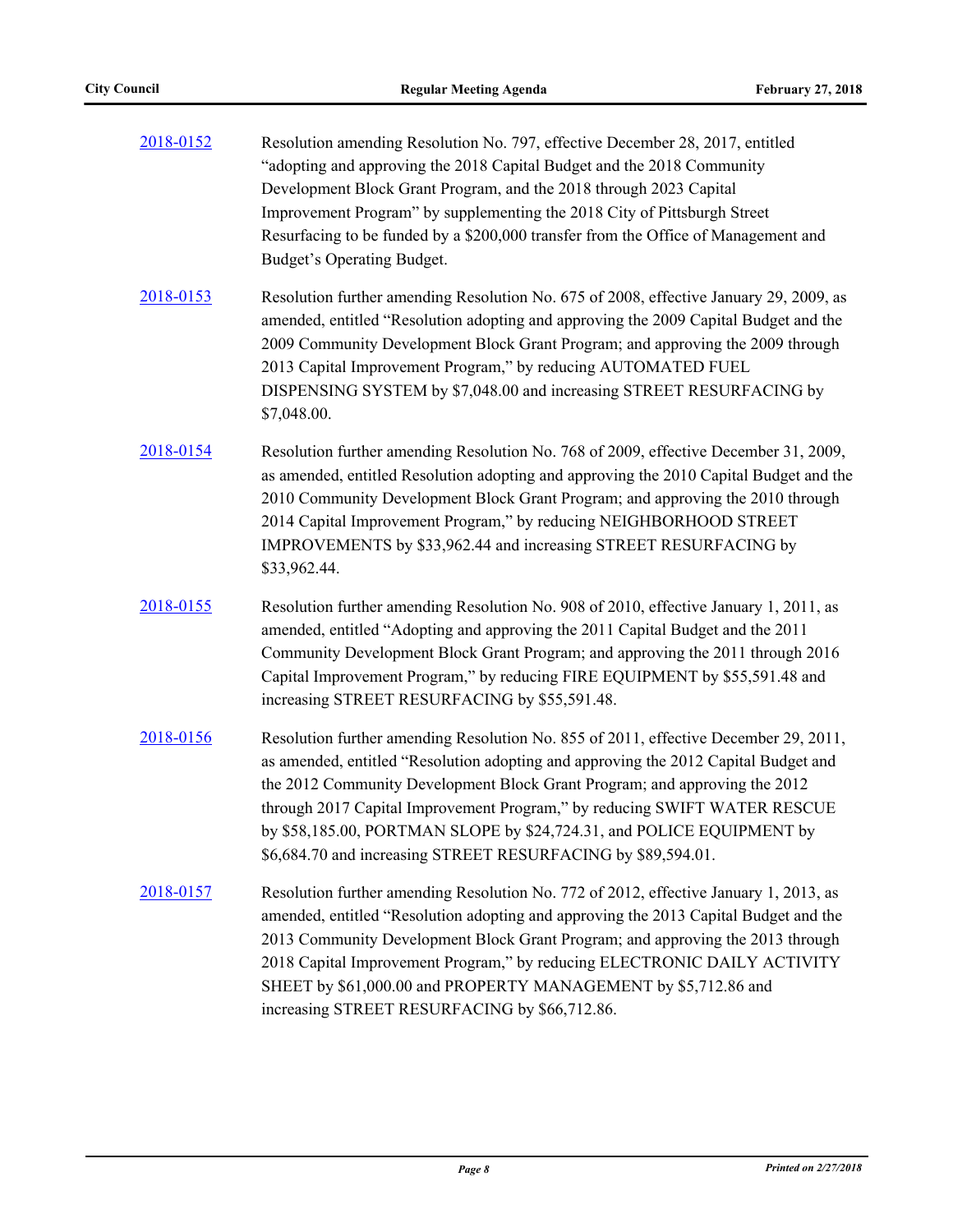[2018-0152] Resolution amending Resolution No. 797, effective December 28, 2017, entitled "adopting and approving the 2018 Capital Budget and the 2018 Community Development Block Grant Program, and the 2018 through 2023 Capital Improvement Program" by supplementing the 2018 City of Pittsburgh Street Resurfacing to be funded by a $200,000 transfer from the Office of Management and Budget's Operating Budget.

[2018-0153] Resolution further amending Resolution No. 675 of 2008, effective January 29, 2009, as amended, entitled "Resolution adopting and approving the 2009 Capital Budget and the 2009 Community Development Block Grant Program; and approving the 2009 through 2013 Capital Improvement Program," by reducing AUTOMATED FUEL DISPENSING SYSTEM by $7,048.00 and increasing STREET RESURFACING by $7,048.00.

[2018-0154] Resolution further amending Resolution No. 768 of 2009, effective December 31, 2009, as amended, entitled Resolution adopting and approving the 2010 Capital Budget and the 2010 Community Development Block Grant Program; and approving the 2010 through 2014 Capital Improvement Program," by reducing NEIGHBORHOOD STREET IMPROVEMENTS by $33,962.44 and increasing STREET RESURFACING by $33,962.44.

[2018-0155] Resolution further amending Resolution No. 908 of 2010, effective January 1, 2011, as amended, entitled "Adopting and approving the 2011 Capital Budget and the 2011 Community Development Block Grant Program; and approving the 2011 through 2016 Capital Improvement Program," by reducing FIRE EQUIPMENT by $55,591.48 and increasing STREET RESURFACING by $55,591.48.

[2018-0156] Resolution further amending Resolution No. 855 of 2011, effective December 29, 2011, as amended, entitled "Resolution adopting and approving the 2012 Capital Budget and the 2012 Community Development Block Grant Program; and approving the 2012 through 2017 Capital Improvement Program," by reducing SWIFT WATER RESCUE by $58,185.00, PORTMAN SLOPE by $24,724.31, and POLICE EQUIPMENT by $6,684.70 and increasing STREET RESURFACING by $89,594.01.

[2018-0157] Resolution further amending Resolution No. 772 of 2012, effective January 1, 2013, as amended, entitled "Resolution adopting and approving the 2013 Capital Budget and the 2013 Community Development Block Grant Program; and approving the 2013 through 2018 Capital Improvement Program," by reducing ELECTRONIC DAILY ACTIVITY SHEET by $61,000.00 and PROPERTY MANAGEMENT by $5,712.86 and increasing STREET RESURFACING by $66,712.86.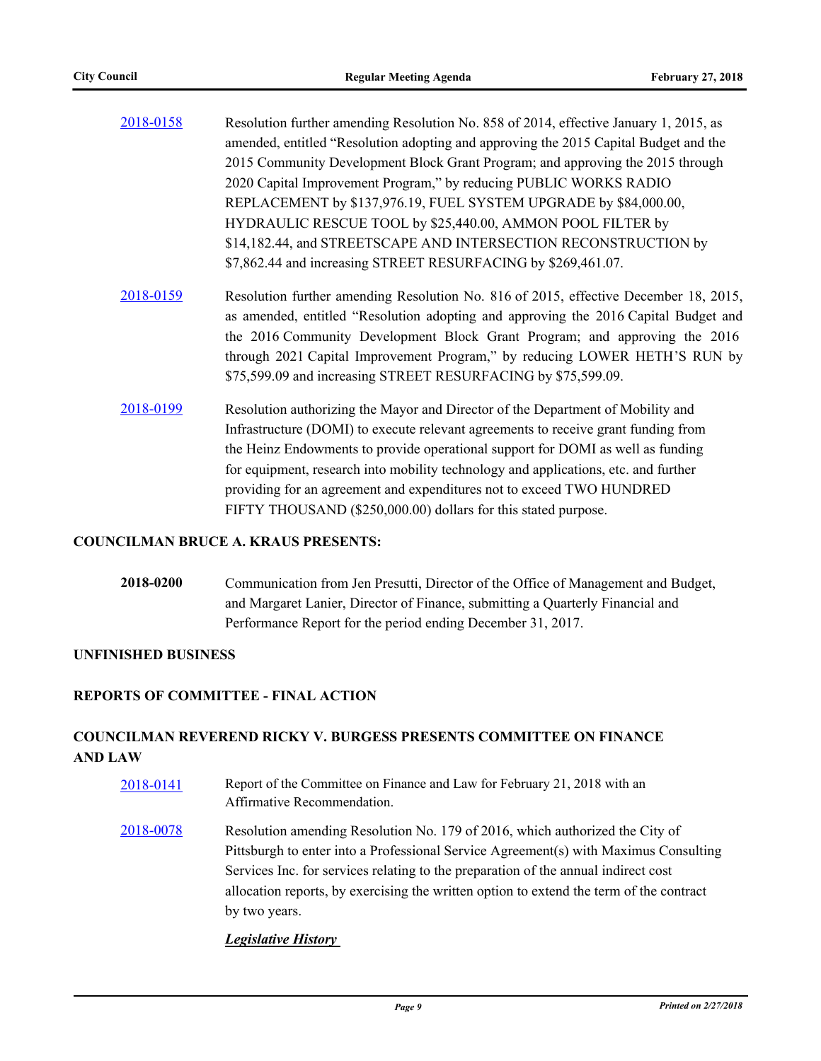2018-0158 Resolution further amending Resolution No. 858 of 2014, effective January 1, 2015, as amended, entitled "Resolution adopting and approving the 2015 Capital Budget and the 2015 Community Development Block Grant Program; and approving the 2015 through 2020 Capital Improvement Program," by reducing PUBLIC WORKS RADIO REPLACEMENT by $137,976.19, FUEL SYSTEM UPGRADE by $84,000.00, HYDRAULIC RESCUE TOOL by $25,440.00, AMMON POOL FILTER by $14,182.44, and STREETSCAPE AND INTERSECTION RECONSTRUCTION by $7,862.44 and increasing STREET RESURFACING by $269,461.07.

2018-0159 Resolution further amending Resolution No. 816 of 2015, effective December 18, 2015, as amended, entitled "Resolution adopting and approving the 2016 Capital Budget and the 2016 Community Development Block Grant Program; and approving the 2016 through 2021 Capital Improvement Program," by reducing LOWER HETH'S RUN by $75,599.09 and increasing STREET RESURFACING by $75,599.09.

2018-0199 Resolution authorizing the Mayor and Director of the Department of Mobility and Infrastructure (DOMI) to execute relevant agreements to receive grant funding from the Heinz Endowments to provide operational support for DOMI as well as funding for equipment, research into mobility technology and applications, etc. and further providing for an agreement and expenditures not to exceed TWO HUNDRED FIFTY THOUSAND ($250,000.00) dollars for this stated purpose.

**COUNCILMAN BRUCE A. KRAUS PRESENTS:**

**2018-0200** Communication from Jen Presutti, Director of the Office of Management and Budget, and Margaret Lanier, Director of Finance, submitting a Quarterly Financial and Performance Report for the period ending December 31, 2017.

**UNFINISHED BUSINESS**

**REPORTS OF COMMITTEE - FINAL ACTION**

**COUNCILMAN REVEREND RICKY V. BURGESS PRESENTS COMMITTEE ON FINANCE AND LAW**

2018-0141 Report of the Committee on Finance and Law for February 21, 2018 with an Affirmative Recommendation.

2018-0078 Resolution amending Resolution No. 179 of 2016, which authorized the City of Pittsburgh to enter into a Professional Service Agreement(s) with Maximus Consulting Services Inc. for services relating to the preparation of the annual indirect cost allocation reports, by exercising the written option to extend the term of the contract by two years.

***Legislative History***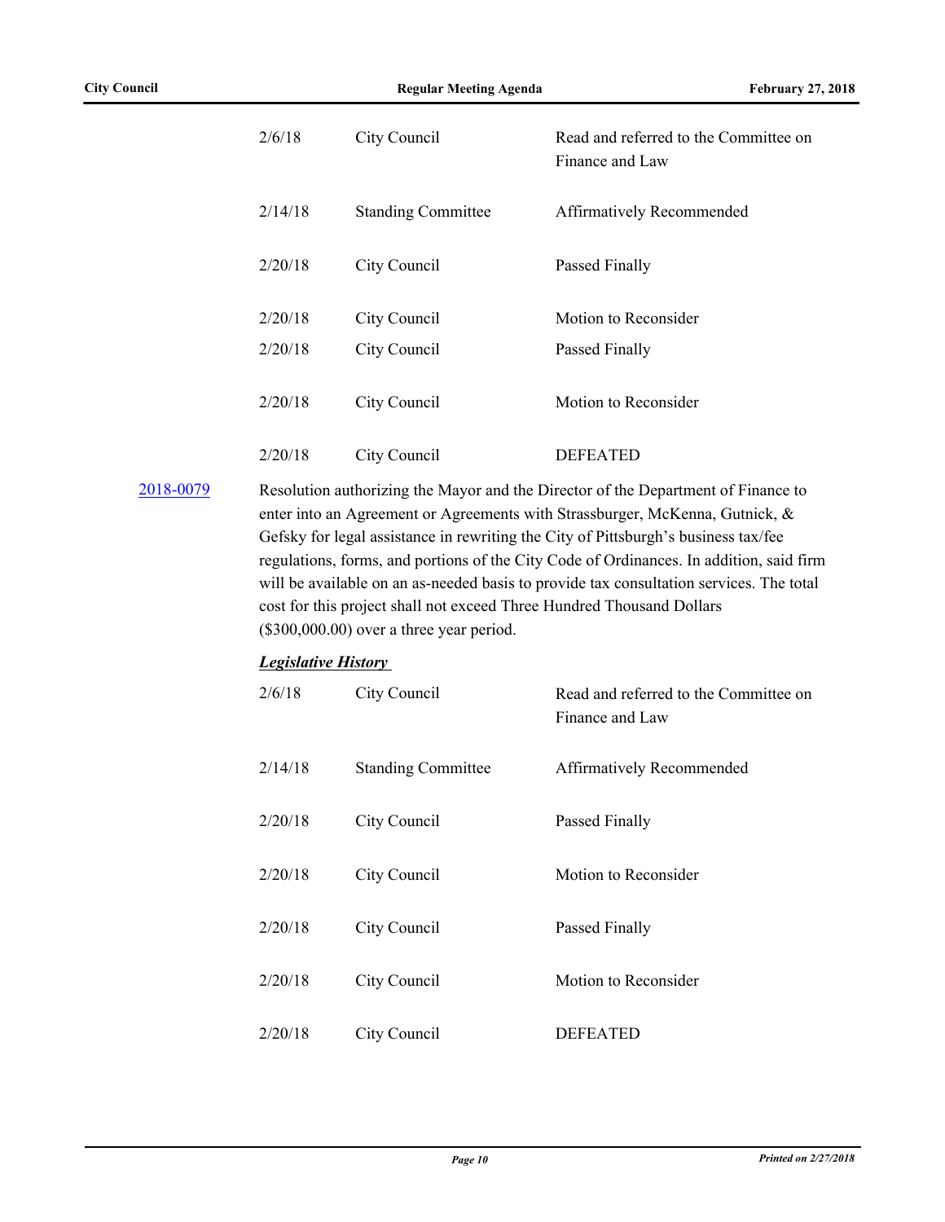| | | |
|---|---|---|
| 2/6/18 | City Council | Read and referred to the Committee on Finance and Law |
| 2/14/18 | Standing Committee | Affirmatively Recommended |
| 2/20/18 | City Council | Passed Finally |
| 2/20/18 | City Council | Motion to Reconsider |
| 2/20/18 | City Council | Passed Finally |
| 2/20/18 | City Council | Motion to Reconsider |
| 2/20/18 | City Council | DEFEATED |

[2018-0079](2018-0079)

Resolution authorizing the Mayor and the Director of the Department of Finance to enter into an Agreement or Agreements with Strassburger, McKenna, Gutnick, & Gefsky for legal assistance in rewriting the City of Pittsburgh's business tax/fee regulations, forms, and portions of the City Code of Ordinances. In addition, said firm will be available on an as-needed basis to provide tax consultation services. The total cost for this project shall not exceed Three Hundred Thousand Dollars ($300,000.00) over a three year period.

***Legislative History***

| | | |
|---|---|---|
| 2/6/18 | City Council | Read and referred to the Committee on Finance and Law |
| 2/14/18 | Standing Committee | Affirmatively Recommended |
| 2/20/18 | City Council | Passed Finally |
| 2/20/18 | City Council | Motion to Reconsider |
| 2/20/18 | City Council | Passed Finally |
| 2/20/18 | City Council | Motion to Reconsider |
| 2/20/18 | City Council | DEFEATED |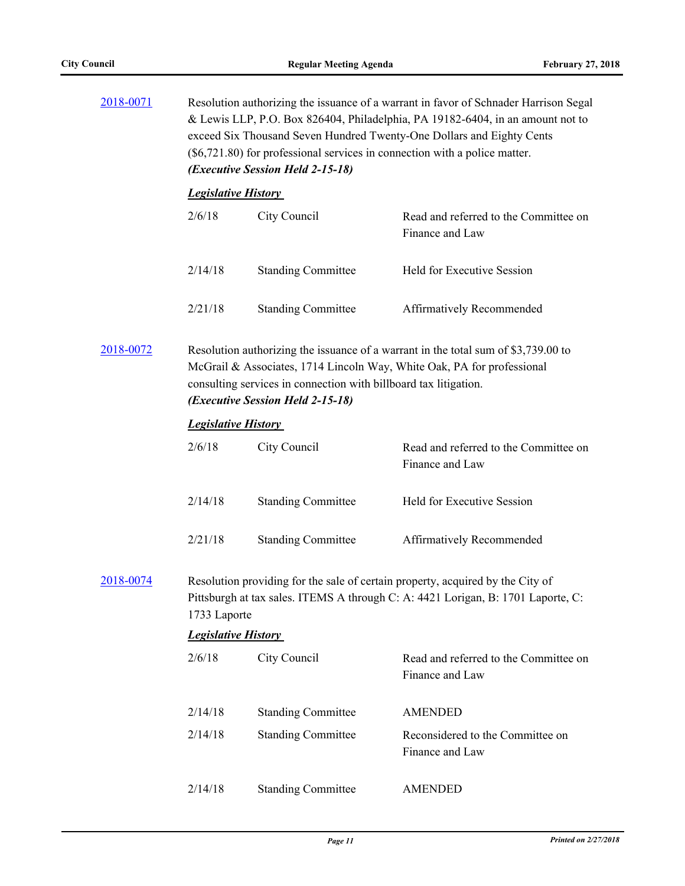[2018-0071](#) Resolution authorizing the issuance of a warrant in favor of Schnader Harrison Segal & Lewis LLP, P.O. Box 826404, Philadelphia, PA 19182-6404, in an amount not to exceed Six Thousand Seven Hundred Twenty-One Dollars and Eighty Cents ($6,721.80) for professional services in connection with a police matter.
***(Executive Session Held 2-15-18)***

***Legislative History***

| | | |
|---|---|---|
| 2/6/18 | City Council | Read and referred to the Committee on Finance and Law |
| 2/14/18 | Standing Committee | Held for Executive Session |
| 2/21/18 | Standing Committee | Affirmatively Recommended |

[2018-0072](#) Resolution authorizing the issuance of a warrant in the total sum of $3,739.00 to McGrail & Associates, 1714 Lincoln Way, White Oak, PA for professional consulting services in connection with billboard tax litigation.
***(Executive Session Held 2-15-18)***

***Legislative History***

| | | |
|---|---|---|
| 2/6/18 | City Council | Read and referred to the Committee on Finance and Law |
| 2/14/18 | Standing Committee | Held for Executive Session |
| 2/21/18 | Standing Committee | Affirmatively Recommended |

[2018-0074](#) Resolution providing for the sale of certain property, acquired by the City of Pittsburgh at tax sales. ITEMS A through C: A: 4421 Lorigan, B: 1701 Laporte, C: 1733 Laporte

***Legislative History***

| | | |
|---|---|---|
| 2/6/18 | City Council | Read and referred to the Committee on Finance and Law |
| 2/14/18 | Standing Committee | AMENDED |
| 2/14/18 | Standing Committee | Reconsidered to the Committee on Finance and Law |
| 2/14/18 | Standing Committee | AMENDED |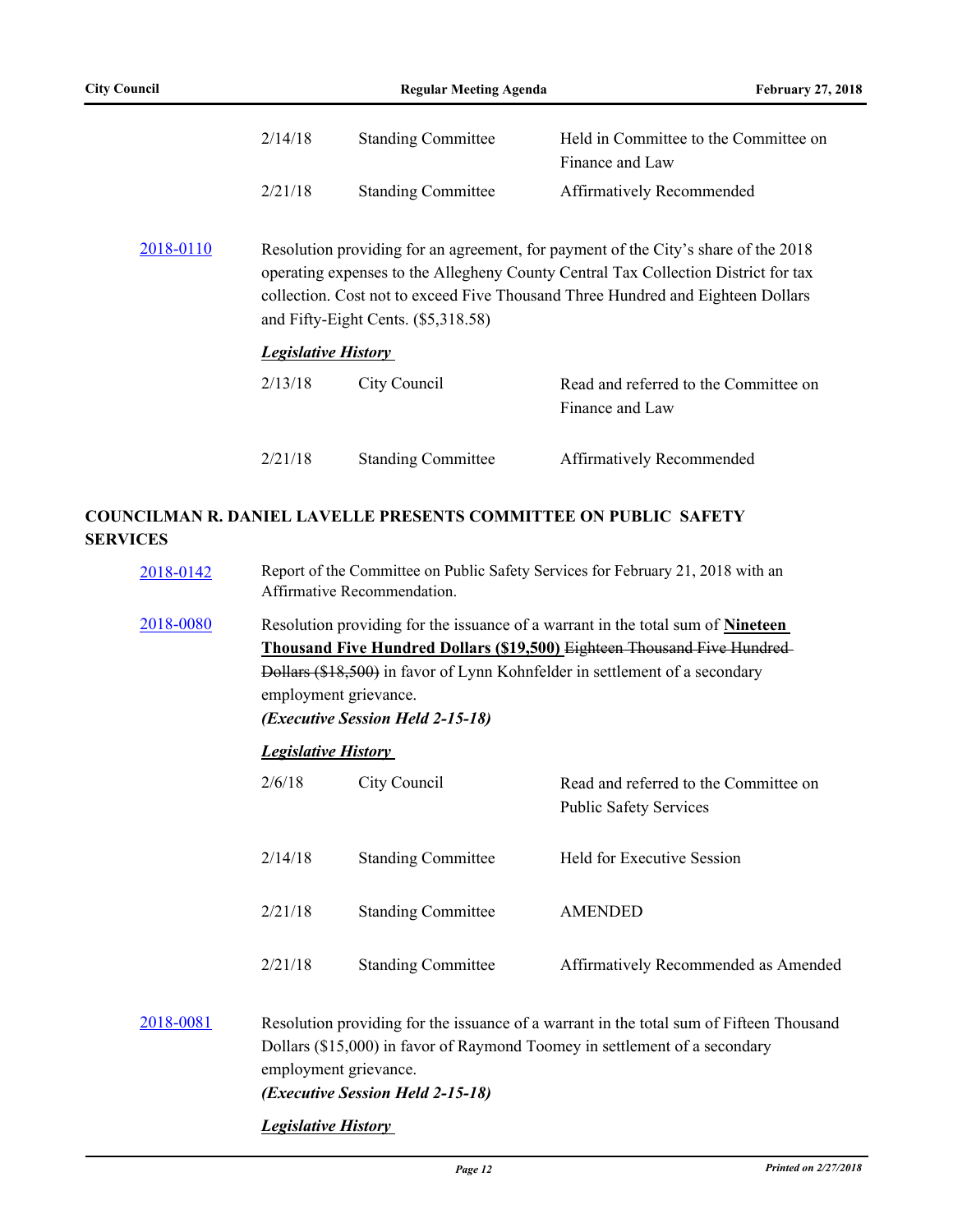| | | |
|---|---|---|
| 2/14/18 | Standing Committee | Held in Committee to the Committee on Finance and Law |
| 2/21/18 | Standing Committee | Affirmatively Recommended |

2018-0110 — Resolution providing for an agreement, for payment of the City's share of the 2018 operating expenses to the Allegheny County Central Tax Collection District for tax collection. Cost not to exceed Five Thousand Three Hundred and Eighteen Dollars and Fifty-Eight Cents. ($5,318.58)

***Legislative History***

| | | |
|---|---|---|
| 2/13/18 | City Council | Read and referred to the Committee on Finance and Law |
| 2/21/18 | Standing Committee | Affirmatively Recommended |

## COUNCILMAN R. DANIEL LAVELLE PRESENTS COMMITTEE ON PUBLIC SAFETY SERVICES

2018-0142 — Report of the Committee on Public Safety Services for February 21, 2018 with an Affirmative Recommendation.

2018-0080 — Resolution providing for the issuance of a warrant in the total sum of **Nineteen Thousand Five Hundred Dollars ($19,500)** ~~Eighteen Thousand Five Hundred Dollars ($18,500)~~ in favor of Lynn Kohnfelder in settlement of a secondary employment grievance.
***(Executive Session Held 2-15-18)***

***Legislative History***

| | | |
|---|---|---|
| 2/6/18 | City Council | Read and referred to the Committee on Public Safety Services |
| 2/14/18 | Standing Committee | Held for Executive Session |
| 2/21/18 | Standing Committee | AMENDED |
| 2/21/18 | Standing Committee | Affirmatively Recommended as Amended |

2018-0081 — Resolution providing for the issuance of a warrant in the total sum of Fifteen Thousand Dollars ($15,000) in favor of Raymond Toomey in settlement of a secondary employment grievance.
***(Executive Session Held 2-15-18)***

***Legislative History***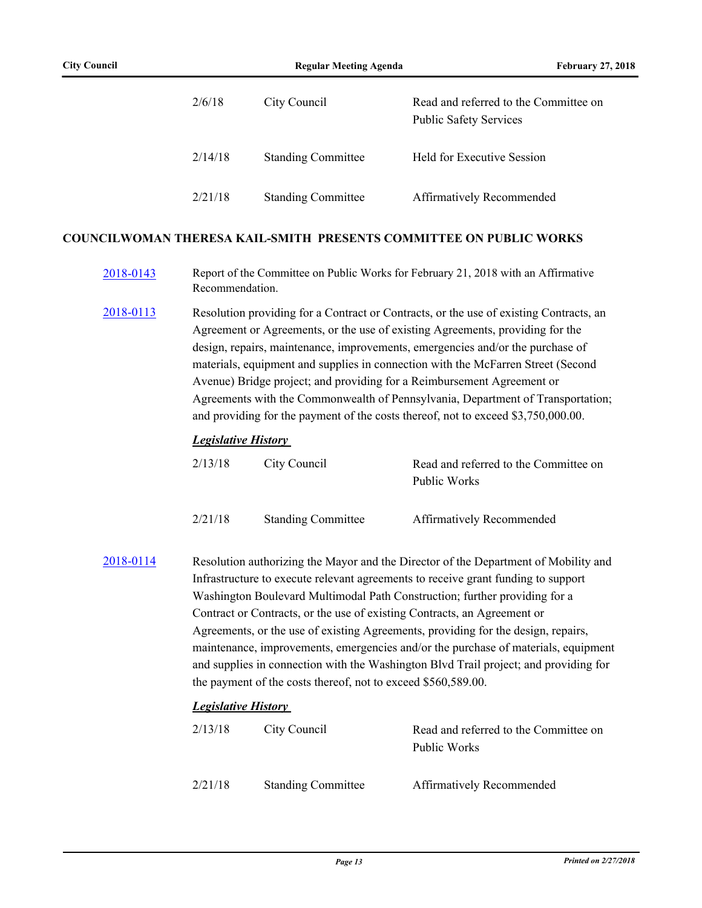| | | |
|---|---|---|
| 2/6/18 | City Council | Read and referred to the Committee on Public Safety Services |
| 2/14/18 | Standing Committee | Held for Executive Session |
| 2/21/18 | Standing Committee | Affirmatively Recommended |

## COUNCILWOMAN THERESA KAIL-SMITH PRESENTS COMMITTEE ON PUBLIC WORKS

[2018-0143] Report of the Committee on Public Works for February 21, 2018 with an Affirmative Recommendation.

[2018-0113] Resolution providing for a Contract or Contracts, or the use of existing Contracts, an Agreement or Agreements, or the use of existing Agreements, providing for the design, repairs, maintenance, improvements, emergencies and/or the purchase of materials, equipment and supplies in connection with the McFarren Street (Second Avenue) Bridge project; and providing for a Reimbursement Agreement or Agreements with the Commonwealth of Pennsylvania, Department of Transportation; and providing for the payment of the costs thereof, not to exceed $3,750,000.00.

***Legislative History***

| | | |
|---|---|---|
| 2/13/18 | City Council | Read and referred to the Committee on Public Works |
| 2/21/18 | Standing Committee | Affirmatively Recommended |

[2018-0114] Resolution authorizing the Mayor and the Director of the Department of Mobility and Infrastructure to execute relevant agreements to receive grant funding to support Washington Boulevard Multimodal Path Construction; further providing for a Contract or Contracts, or the use of existing Contracts, an Agreement or Agreements, or the use of existing Agreements, providing for the design, repairs, maintenance, improvements, emergencies and/or the purchase of materials, equipment and supplies in connection with the Washington Blvd Trail project; and providing for the payment of the costs thereof, not to exceed $560,589.00.

***Legislative History***

| | | |
|---|---|---|
| 2/13/18 | City Council | Read and referred to the Committee on Public Works |
| 2/21/18 | Standing Committee | Affirmatively Recommended |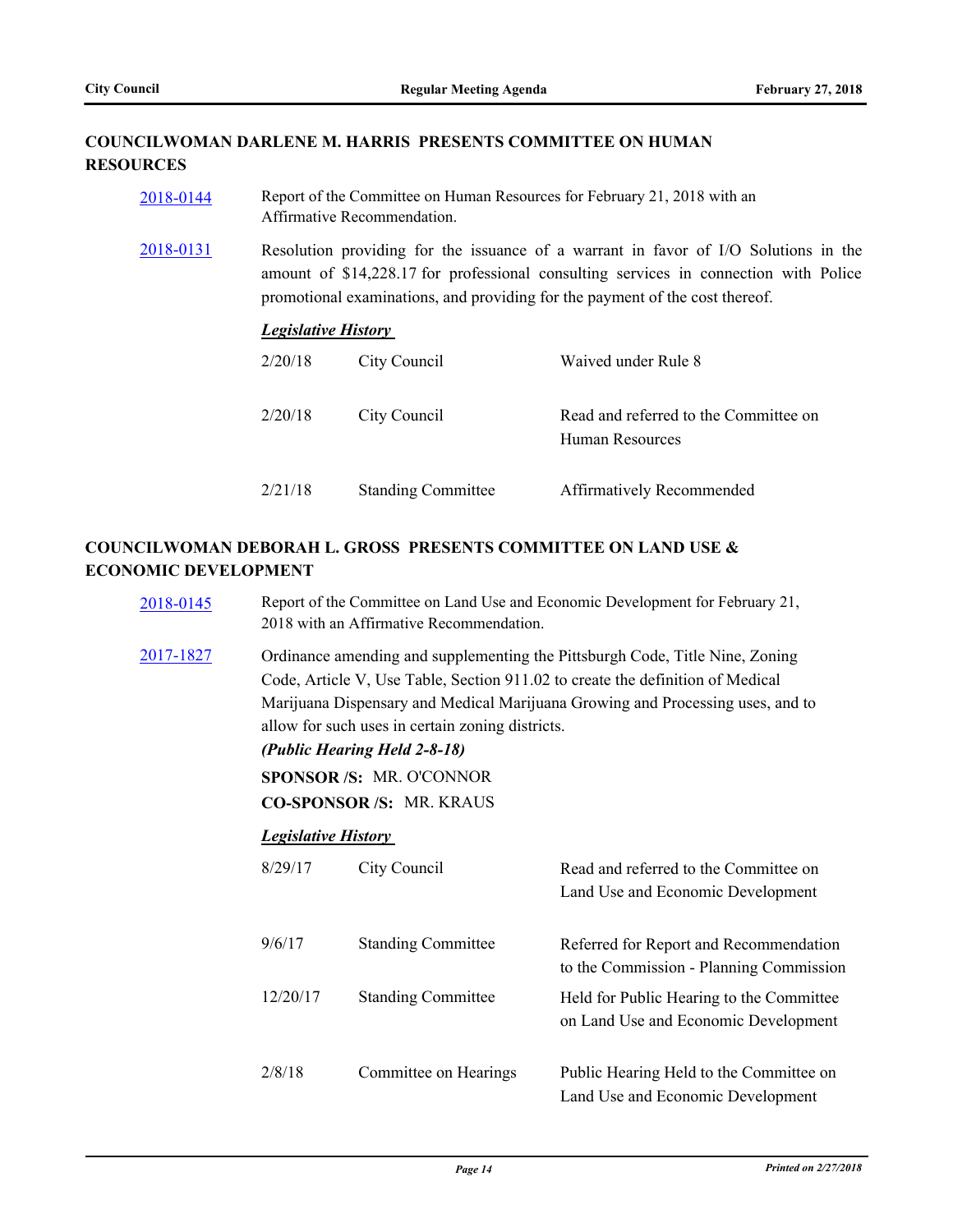## COUNCILWOMAN DARLENE M. HARRIS PRESENTS COMMITTEE ON HUMAN RESOURCES

**2018-0144** Report of the Committee on Human Resources for February 21, 2018 with an Affirmative Recommendation.

**2018-0131** Resolution providing for the issuance of a warrant in favor of I/O Solutions in the amount of $14,228.17 for professional consulting services in connection with Police promotional examinations, and providing for the payment of the cost thereof.

***Legislative History***

| Date | Body | Action |
|---|---|---|
| 2/20/18 | City Council | Waived under Rule 8 |
| 2/20/18 | City Council | Read and referred to the Committee on Human Resources |
| 2/21/18 | Standing Committee | Affirmatively Recommended |

## COUNCILWOMAN DEBORAH L. GROSS PRESENTS COMMITTEE ON LAND USE & ECONOMIC DEVELOPMENT

**2018-0145** Report of the Committee on Land Use and Economic Development for February 21, 2018 with an Affirmative Recommendation.

**2017-1827** Ordinance amending and supplementing the Pittsburgh Code, Title Nine, Zoning Code, Article V, Use Table, Section 911.02 to create the definition of Medical Marijuana Dispensary and Medical Marijuana Growing and Processing uses, and to allow for such uses in certain zoning districts.

***(Public Hearing Held 2-8-18)***

**SPONSOR /S:** MR. O'CONNOR

**CO-SPONSOR /S:** MR. KRAUS

***Legislative History***

| Date | Body | Action |
|---|---|---|
| 8/29/17 | City Council | Read and referred to the Committee on Land Use and Economic Development |
| 9/6/17 | Standing Committee | Referred for Report and Recommendation to the Commission - Planning Commission |
| 12/20/17 | Standing Committee | Held for Public Hearing to the Committee on Land Use and Economic Development |
| 2/8/18 | Committee on Hearings | Public Hearing Held to the Committee on Land Use and Economic Development |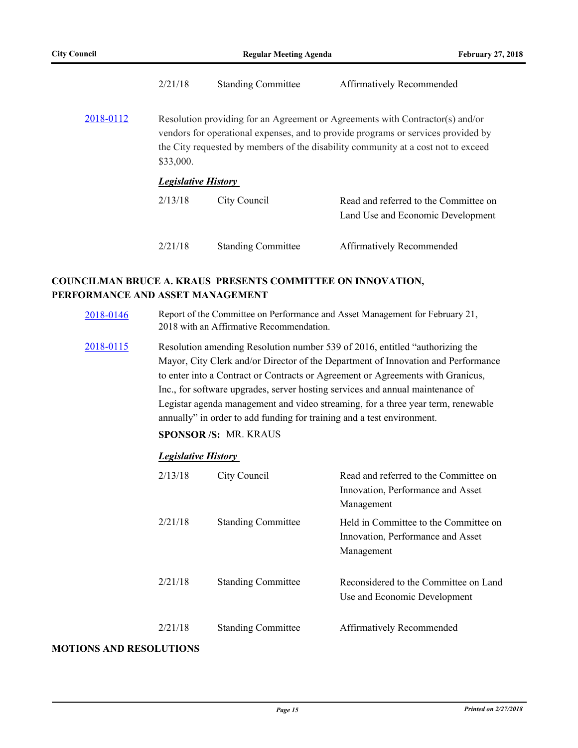| | | |
|---|---|---|
| 2/21/18 | Standing Committee | Affirmatively Recommended |

[2018-0112] Resolution providing for an Agreement or Agreements with Contractor(s) and/or vendors for operational expenses, and to provide programs or services provided by the City requested by members of the disability community at a cost not to exceed $33,000.

***Legislative History***

| | | |
|---|---|---|
| 2/13/18 | City Council | Read and referred to the Committee on Land Use and Economic Development |
| 2/21/18 | Standing Committee | Affirmatively Recommended |

**COUNCILMAN BRUCE A. KRAUS PRESENTS COMMITTEE ON INNOVATION, PERFORMANCE AND ASSET MANAGEMENT**

[2018-0146] Report of the Committee on Performance and Asset Management for February 21, 2018 with an Affirmative Recommendation.

[2018-0115] Resolution amending Resolution number 539 of 2016, entitled "authorizing the Mayor, City Clerk and/or Director of the Department of Innovation and Performance to enter into a Contract or Contracts or Agreement or Agreements with Granicus, Inc., for software upgrades, server hosting services and annual maintenance of Legistar agenda management and video streaming, for a three year term, renewable annually" in order to add funding for training and a test environment.

**SPONSOR /S:** MR. KRAUS

***Legislative History***

| | | |
|---|---|---|
| 2/13/18 | City Council | Read and referred to the Committee on Innovation, Performance and Asset Management |
| 2/21/18 | Standing Committee | Held in Committee to the Committee on Innovation, Performance and Asset Management |
| 2/21/18 | Standing Committee | Reconsidered to the Committee on Land Use and Economic Development |
| 2/21/18 | Standing Committee | Affirmatively Recommended |

**MOTIONS AND RESOLUTIONS**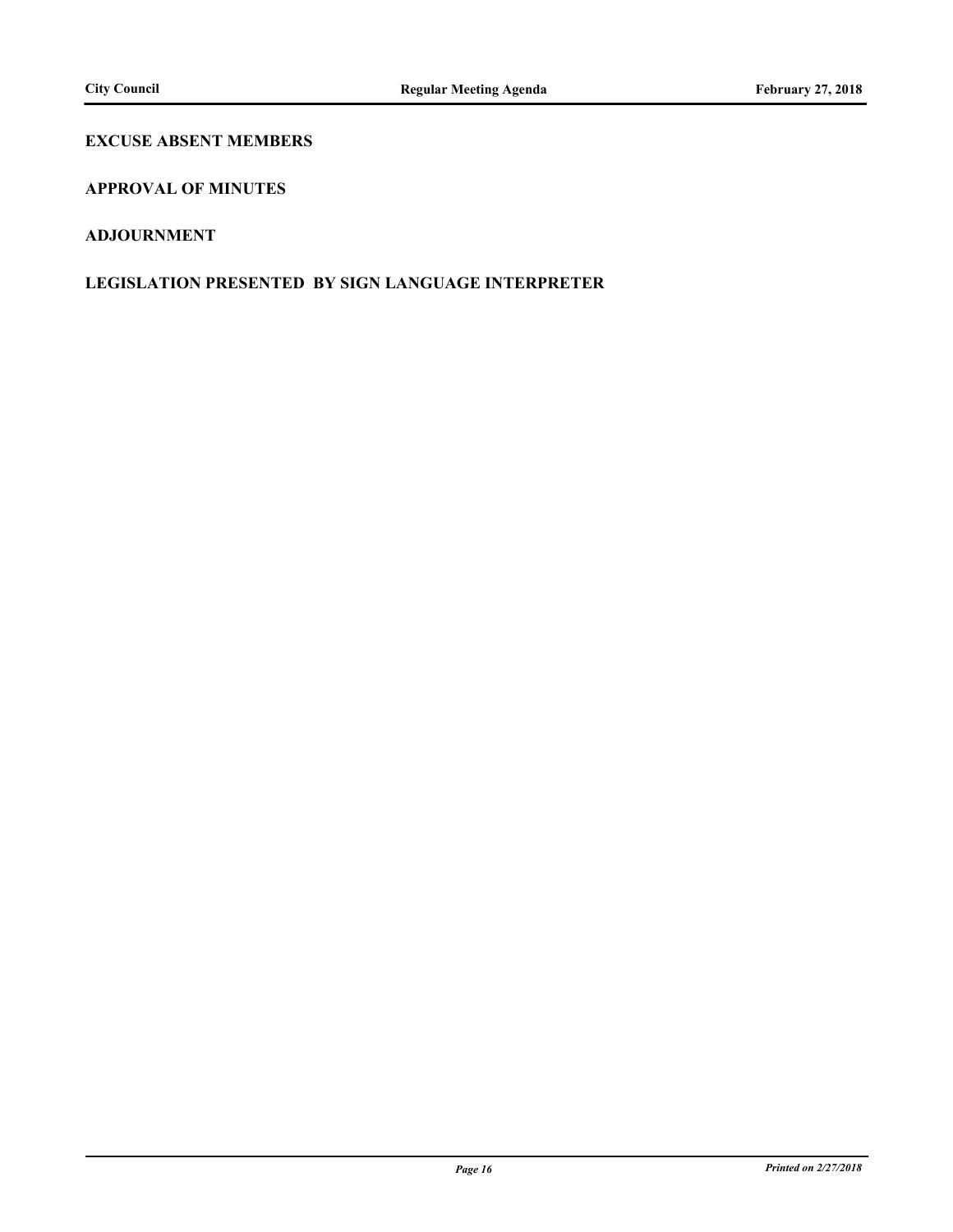## EXCUSE ABSENT MEMBERS

## APPROVAL OF MINUTES

## ADJOURNMENT

## LEGISLATION PRESENTED BY SIGN LANGUAGE INTERPRETER